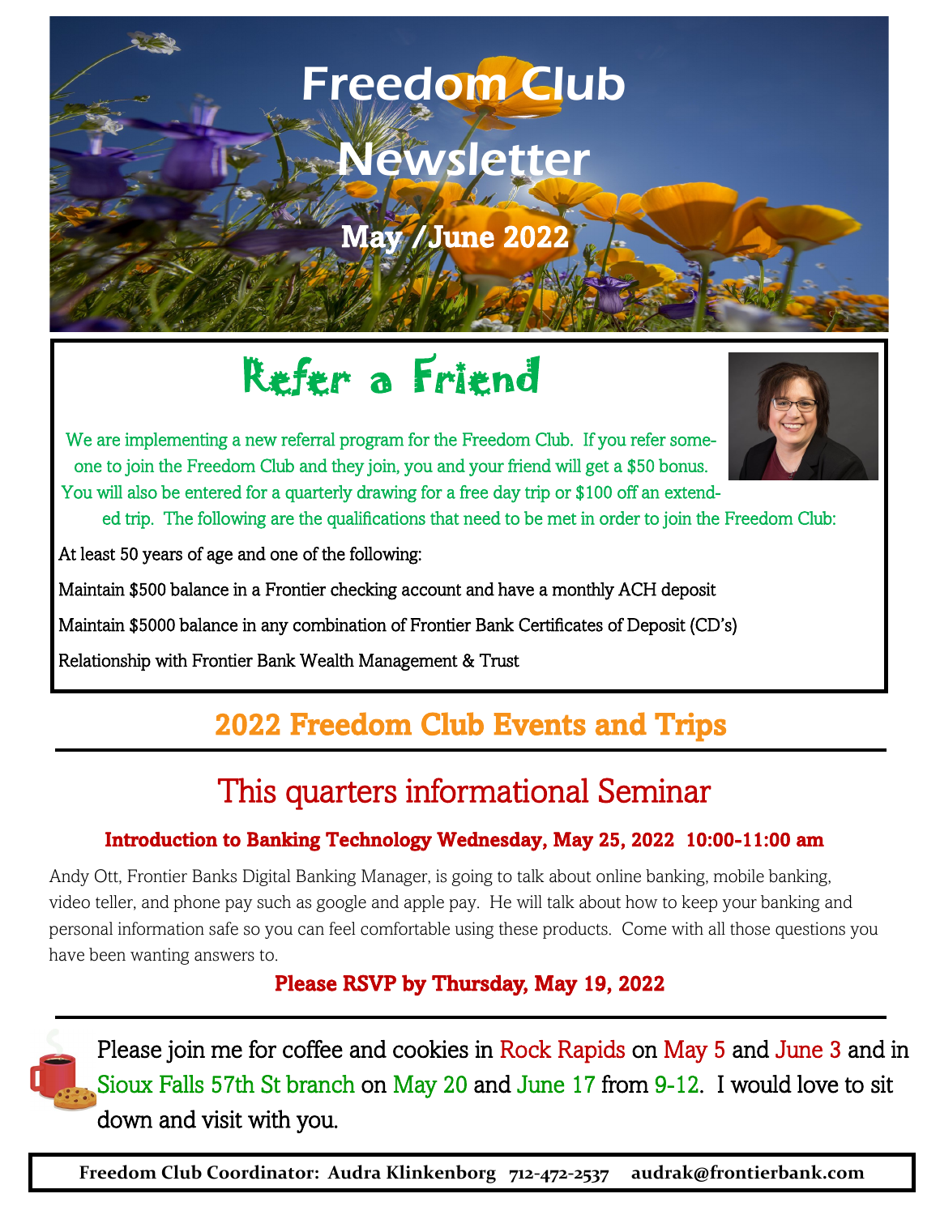# Freedom Club Newsletter

**May /June 2022**

## Refer a Friend

We are implementing a new referral program for the Freedom Club. If you refer someone to join the Freedom Club and they join, you and your friend will get a $50 bonus. You will also be entered for a quarterly drawing for a free day trip or $100 off an extended trip. The following are the qualifications that need to be met in order to join the Freedom Club:

At least 50 years of age and one of the following:

Maintain $500 balance in a Frontier checking account and have a monthly ACH deposit

Maintain $5000 balance in any combination of Frontier Bank Certificates of Deposit (CD's)

Relationship with Frontier Bank Wealth Management & Trust

## 2022 Freedom Club Events and Trips

## This quarters informational Seminar

**Introduction to Banking Technology Wednesday, May 25, 2022 10:00-11:00 am**

Andy Ott, Frontier Banks Digital Banking Manager, is going to talk about online banking, mobile banking, video teller, and phone pay such as google and apple pay. He will talk about how to keep your banking and personal information safe so you can feel comfortable using these products. Come with all those questions you have been wanting answers to.

**Please RSVP by Thursday, May 19, 2022**

Please join me for coffee and cookies in Rock Rapids on May 5 and June 3 and in Sioux Falls 57th St branch on May 20 and June 17 from 9-12. I would love to sit down and visit with you.

**Freedom Club Coordinator: Audra Klinkenborg 712-472-2537 audrak@frontierbank.com**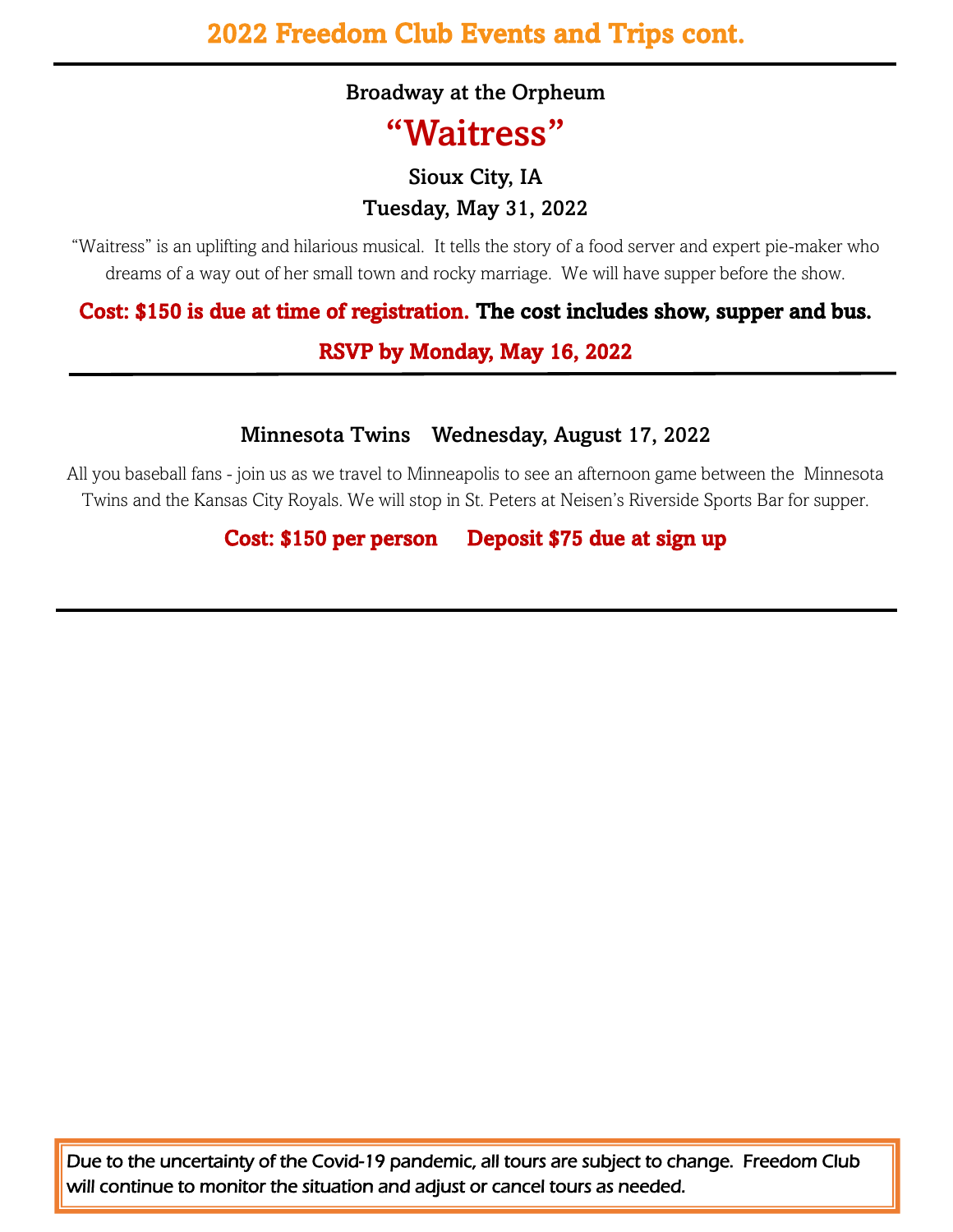# 2022 Freedom Club Events and Trips cont.

---

### Broadway at the Orpheum

## "Waitress"

### Sioux City, IA

### Tuesday, May 31, 2022

"Waitress" is an uplifting and hilarious musical. It tells the story of a food server and expert pie-maker who dreams of a way out of her small town and rocky marriage. We will have supper before the show.

**Cost: $150 is due at time of registration. The cost includes show, supper and bus.**

**RSVP by Monday, May 16, 2022**

---

### Minnesota Twins Wednesday, August 17, 2022

All you baseball fans - join us as we travel to Minneapolis to see an afternoon game between the Minnesota Twins and the Kansas City Royals. We will stop in St. Peters at Neisen's Riverside Sports Bar for supper.

**Cost: $150 per person Deposit $75 due at sign up**

---

Due to the uncertainty of the Covid-19 pandemic, all tours are subject to change. Freedom Club will continue to monitor the situation and adjust or cancel tours as needed.